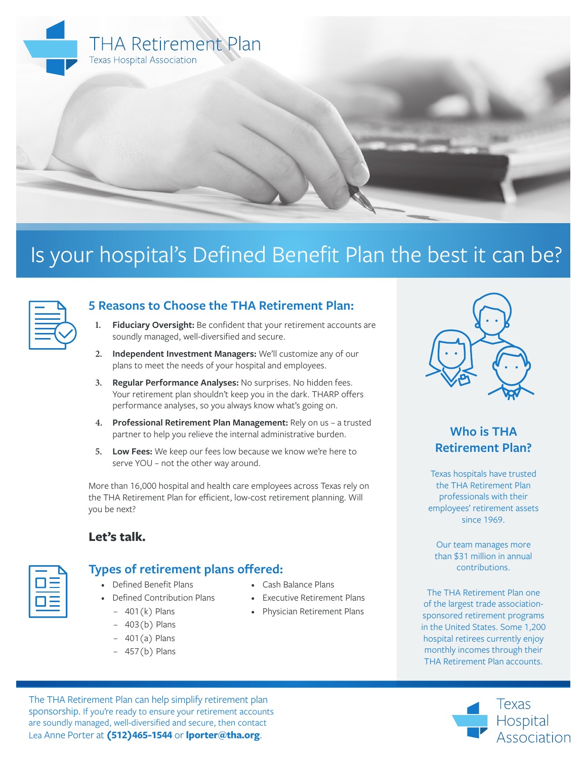# THA Retirement Plan

Texas Hospital Association

## Is your hospital's Defined Benefit Plan the best it can be?

### 5 Reasons to Choose the THA Retirement Plan:

1. **Fiduciary Oversight:** Be confident that your retirement accounts are soundly managed, well-diversified and secure.
2. **Independent Investment Managers:** We'll customize any of our plans to meet the needs of your hospital and employees.
3. **Regular Performance Analyses:** No surprises. No hidden fees. Your retirement plan shouldn't keep you in the dark. THARP offers performance analyses, so you always know what's going on.
4. **Professional Retirement Plan Management:** Rely on us – a trusted partner to help you relieve the internal administrative burden.
5. **Low Fees:** We keep our fees low because we know we're here to serve YOU – not the other way around.

More than 16,000 hospital and health care employees across Texas rely on the THA Retirement Plan for efficient, low-cost retirement planning. Will you be next?

**Let's talk.**

### Types of retirement plans offered:

- Defined Benefit Plans
- Defined Contribution Plans
  - 401(k) Plans
  - 403(b) Plans
  - 401(a) Plans
  - 457(b) Plans
- Cash Balance Plans
- Executive Retirement Plans
- Physician Retirement Plans

### Who is THA Retirement Plan?

Texas hospitals have trusted the THA Retirement Plan professionals with their employees' retirement assets since 1969.

Our team manages more than $31 million in annual contributions.

The THA Retirement Plan one of the largest trade association-sponsored retirement programs in the United States. Some 1,200 hospital retirees currently enjoy monthly incomes through their THA Retirement Plan accounts.

The THA Retirement Plan can help simplify retirement plan sponsorship. If you're ready to ensure your retirement accounts are soundly managed, well-diversified and secure, then contact Lea Anne Porter at **(512)465-1544** or **lporter@tha.org**.

Texas Hospital Association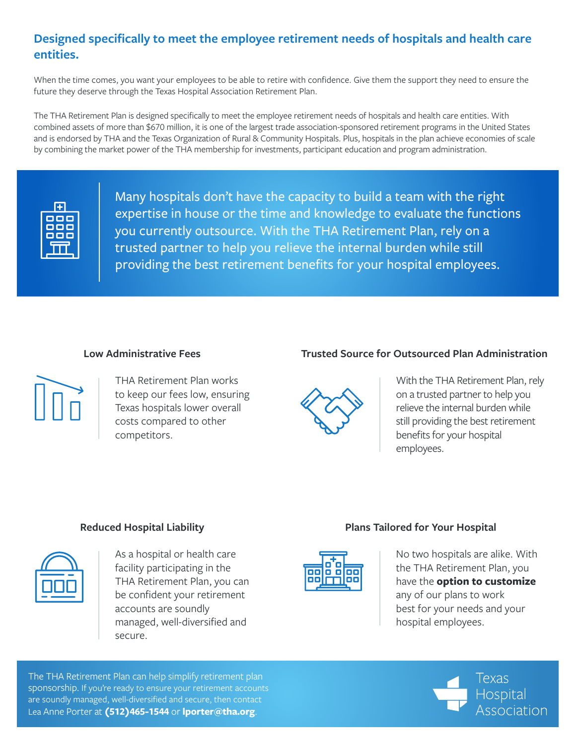## Designed specifically to meet the employee retirement needs of hospitals and health care entities.

When the time comes, you want your employees to be able to retire with confidence. Give them the support they need to ensure the future they deserve through the Texas Hospital Association Retirement Plan.

The THA Retirement Plan is designed specifically to meet the employee retirement needs of hospitals and health care entities. With combined assets of more than $670 million, it is one of the largest trade association-sponsored retirement programs in the United States and is endorsed by THA and the Texas Organization of Rural & Community Hospitals. Plus, hospitals in the plan achieve economies of scale by combining the market power of the THA membership for investments, participant education and program administration.

Many hospitals don't have the capacity to build a team with the right expertise in house or the time and knowledge to evaluate the functions you currently outsource. With the THA Retirement Plan, rely on a trusted partner to help you relieve the internal burden while still providing the best retirement benefits for your hospital employees.

### Low Administrative Fees

THA Retirement Plan works to keep our fees low, ensuring Texas hospitals lower overall costs compared to other competitors.

### Trusted Source for Outsourced Plan Administration

With the THA Retirement Plan, rely on a trusted partner to help you relieve the internal burden while still providing the best retirement benefits for your hospital employees.

### Reduced Hospital Liability

As a hospital or health care facility participating in the THA Retirement Plan, you can be confident your retirement accounts are soundly managed, well-diversified and secure.

### Plans Tailored for Your Hospital

No two hospitals are alike. With the THA Retirement Plan, you have the **option to customize** any of our plans to work best for your needs and your hospital employees.

The THA Retirement Plan can help simplify retirement plan sponsorship. If you're ready to ensure your retirement accounts are soundly managed, well-diversified and secure, then contact Lea Anne Porter at **(512)465-1544** or **lporter@tha.org**.

Texas Hospital Association